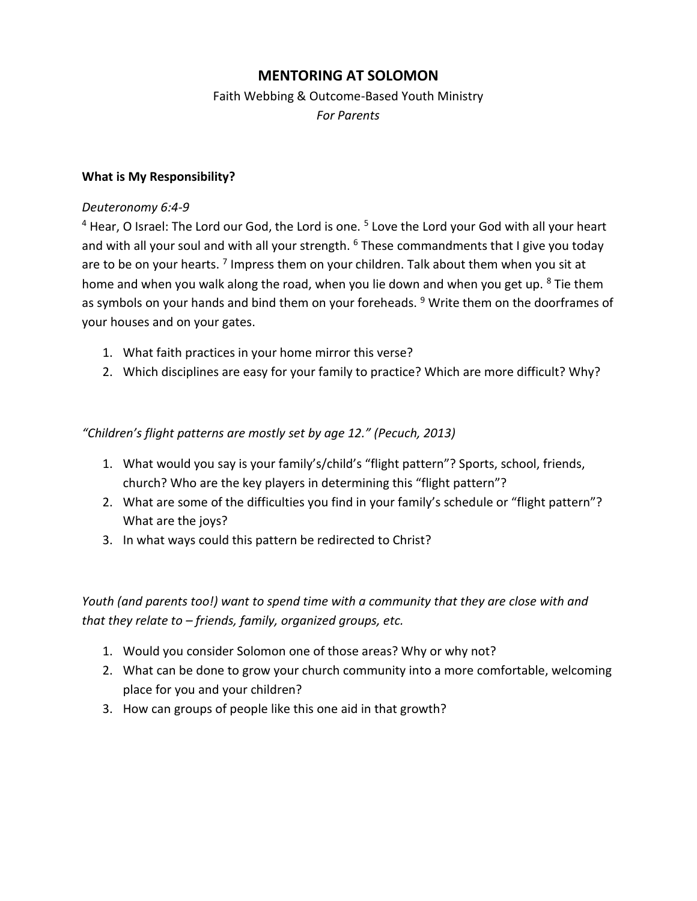# MENTORING AT SOLOMON

Faith Webbing & Outcome-Based Youth Ministry

*For Parents*

**What is My Responsibility?**

*Deuteronomy 6:4-9*

[4] Hear, O Israel: The Lord our God, the Lord is one. [5] Love the Lord your God with all your heart and with all your soul and with all your strength. [6] These commandments that I give you today are to be on your hearts. [7] Impress them on your children. Talk about them when you sit at home and when you walk along the road, when you lie down and when you get up. [8] Tie them as symbols on your hands and bind them on your foreheads. [9] Write them on the doorframes of your houses and on your gates.

1. What faith practices in your home mirror this verse?
2. Which disciplines are easy for your family to practice? Which are more difficult? Why?

*"Children's flight patterns are mostly set by age 12." (Pecuch, 2013)*

1. What would you say is your family's/child's "flight pattern"? Sports, school, friends, church? Who are the key players in determining this "flight pattern"?
2. What are some of the difficulties you find in your family's schedule or "flight pattern"? What are the joys?
3. In what ways could this pattern be redirected to Christ?

*Youth (and parents too!) want to spend time with a community that they are close with and that they relate to – friends, family, organized groups, etc.*

1. Would you consider Solomon one of those areas? Why or why not?
2. What can be done to grow your church community into a more comfortable, welcoming place for you and your children?
3. How can groups of people like this one aid in that growth?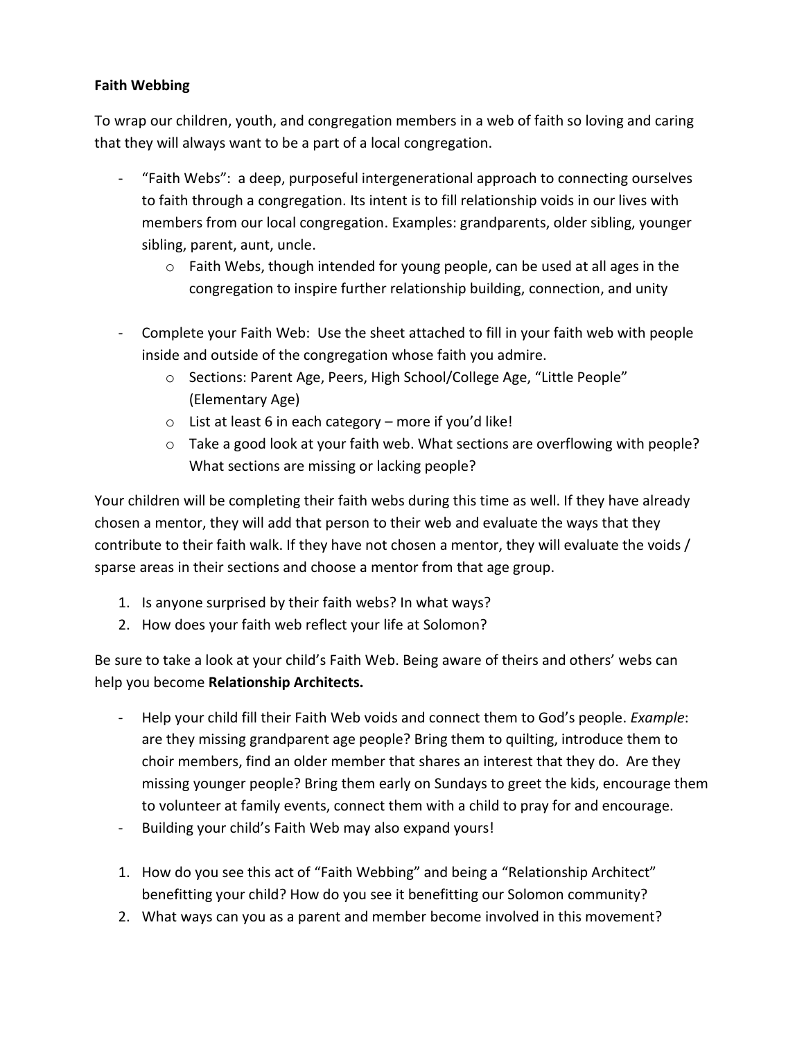**Faith Webbing**

To wrap our children, youth, and congregation members in a web of faith so loving and caring that they will always want to be a part of a local congregation.

- "Faith Webs": a deep, purposeful intergenerational approach to connecting ourselves to faith through a congregation. Its intent is to fill relationship voids in our lives with members from our local congregation. Examples: grandparents, older sibling, younger sibling, parent, aunt, uncle.
    - Faith Webs, though intended for young people, can be used at all ages in the congregation to inspire further relationship building, connection, and unity

- Complete your Faith Web: Use the sheet attached to fill in your faith web with people inside and outside of the congregation whose faith you admire.
    - Sections: Parent Age, Peers, High School/College Age, "Little People" (Elementary Age)
    - List at least 6 in each category – more if you'd like!
    - Take a good look at your faith web. What sections are overflowing with people? What sections are missing or lacking people?

Your children will be completing their faith webs during this time as well. If they have already chosen a mentor, they will add that person to their web and evaluate the ways that they contribute to their faith walk. If they have not chosen a mentor, they will evaluate the voids / sparse areas in their sections and choose a mentor from that age group.

1. Is anyone surprised by their faith webs? In what ways?
2. How does your faith web reflect your life at Solomon?

Be sure to take a look at your child's Faith Web. Being aware of theirs and others' webs can help you become **Relationship Architects.**

- Help your child fill their Faith Web voids and connect them to God's people. *Example*: are they missing grandparent age people? Bring them to quilting, introduce them to choir members, find an older member that shares an interest that they do. Are they missing younger people? Bring them early on Sundays to greet the kids, encourage them to volunteer at family events, connect them with a child to pray for and encourage.
- Building your child's Faith Web may also expand yours!

1. How do you see this act of "Faith Webbing" and being a "Relationship Architect" benefitting your child? How do you see it benefitting our Solomon community?
2. What ways can you as a parent and member become involved in this movement?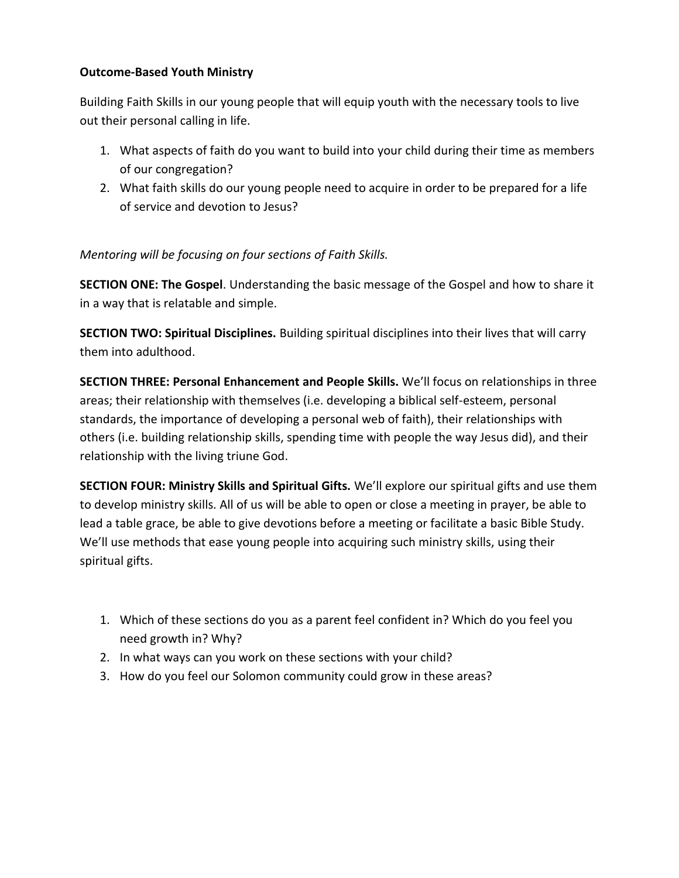**Outcome-Based Youth Ministry**

Building Faith Skills in our young people that will equip youth with the necessary tools to live out their personal calling in life.

1. What aspects of faith do you want to build into your child during their time as members of our congregation?
2. What faith skills do our young people need to acquire in order to be prepared for a life of service and devotion to Jesus?

*Mentoring will be focusing on four sections of Faith Skills.*

**SECTION ONE: The Gospel**. Understanding the basic message of the Gospel and how to share it in a way that is relatable and simple.

**SECTION TWO: Spiritual Disciplines.** Building spiritual disciplines into their lives that will carry them into adulthood.

**SECTION THREE: Personal Enhancement and People Skills.** We'll focus on relationships in three areas; their relationship with themselves (i.e. developing a biblical self-esteem, personal standards, the importance of developing a personal web of faith), their relationships with others (i.e. building relationship skills, spending time with people the way Jesus did), and their relationship with the living triune God.

**SECTION FOUR: Ministry Skills and Spiritual Gifts.** We'll explore our spiritual gifts and use them to develop ministry skills. All of us will be able to open or close a meeting in prayer, be able to lead a table grace, be able to give devotions before a meeting or facilitate a basic Bible Study. We'll use methods that ease young people into acquiring such ministry skills, using their spiritual gifts.

1. Which of these sections do you as a parent feel confident in? Which do you feel you need growth in? Why?
2. In what ways can you work on these sections with your child?
3. How do you feel our Solomon community could grow in these areas?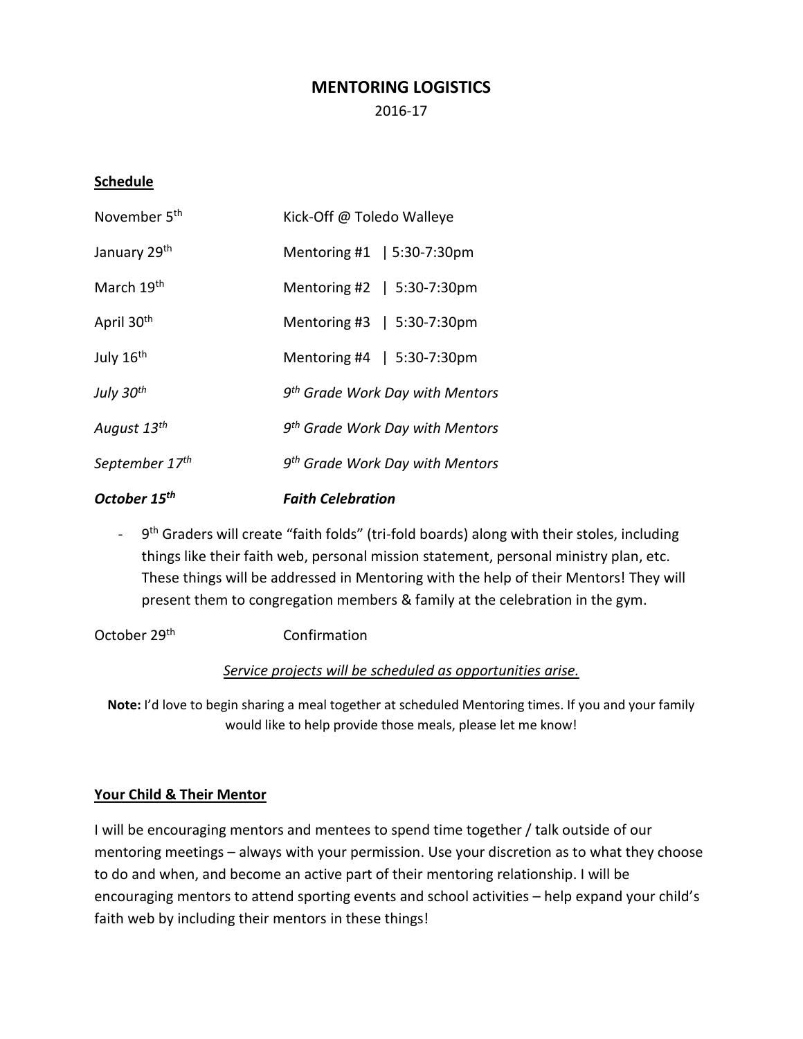## MENTORING LOGISTICS

2016-17

**Schedule**

| | |
|---|---|
| November 5th | Kick-Off @ Toledo Walleye |
| January 29th | Mentoring #1 \| 5:30-7:30pm |
| March 19th | Mentoring #2 \| 5:30-7:30pm |
| April 30th | Mentoring #3 \| 5:30-7:30pm |
| July 16th | Mentoring #4 \| 5:30-7:30pm |
| *July 30th* | *9th Grade Work Day with Mentors* |
| *August 13th* | *9th Grade Work Day with Mentors* |
| *September 17th* | *9th Grade Work Day with Mentors* |
| ***October 15th*** | ***Faith Celebration*** |

- 9th Graders will create "faith folds" (tri-fold boards) along with their stoles, including things like their faith web, personal mission statement, personal ministry plan, etc. These things will be addressed in Mentoring with the help of their Mentors! They will present them to congregation members & family at the celebration in the gym.

October 29th Confirmation

*Service projects will be scheduled as opportunities arise.*

**Note:** I'd love to begin sharing a meal together at scheduled Mentoring times. If you and your family would like to help provide those meals, please let me know!

**Your Child & Their Mentor**

I will be encouraging mentors and mentees to spend time together / talk outside of our mentoring meetings – always with your permission. Use your discretion as to what they choose to do and when, and become an active part of their mentoring relationship. I will be encouraging mentors to attend sporting events and school activities – help expand your child's faith web by including their mentors in these things!